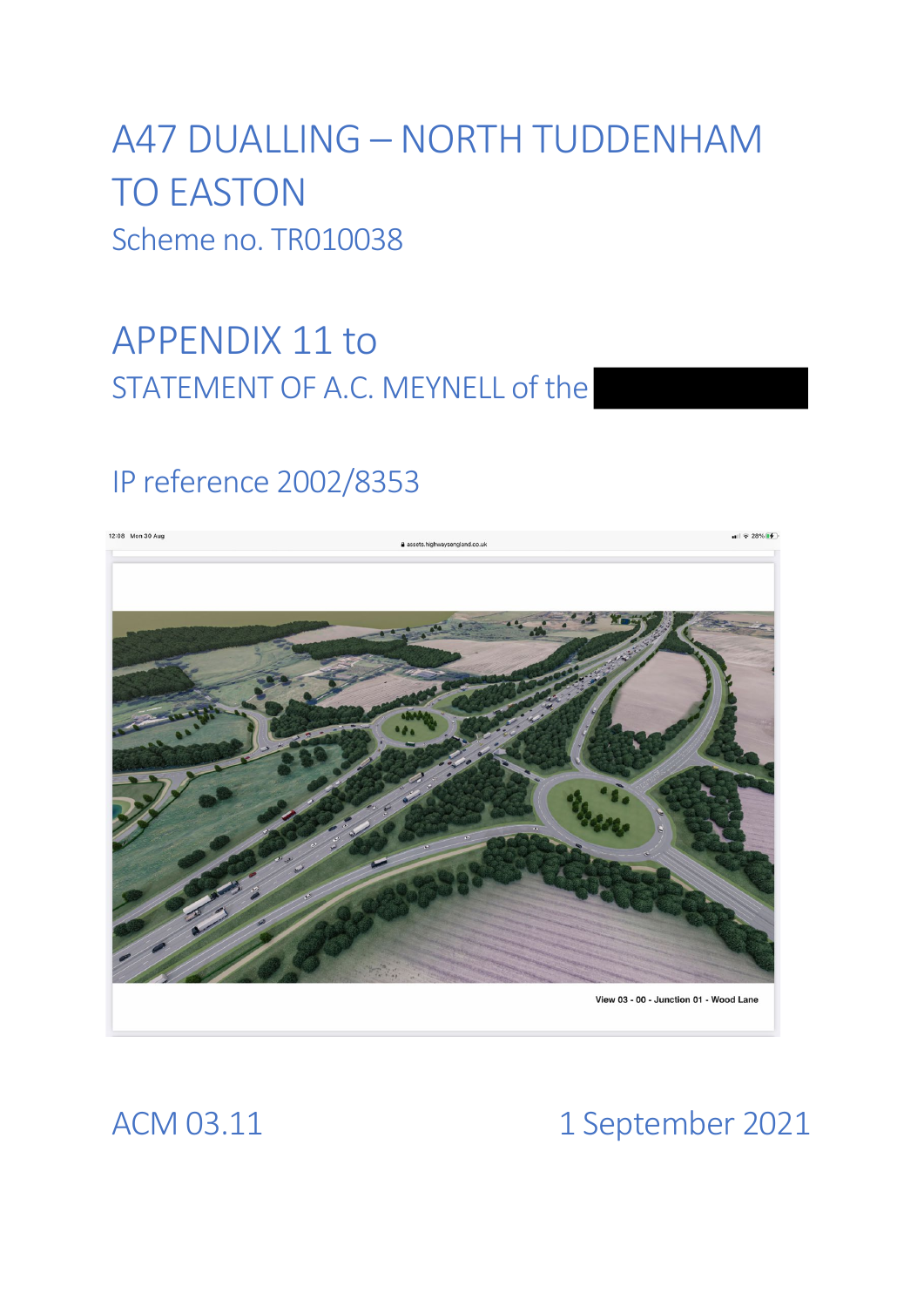# A47 DUALLING – NORTH TUDDENHAM TO EASTON

Scheme no. TR010038

## APPENDIX 11 to

STATEMENT OF A.C. MEYNELL of the

IP reference 2002/8353

ACM 03.11

1 September 2021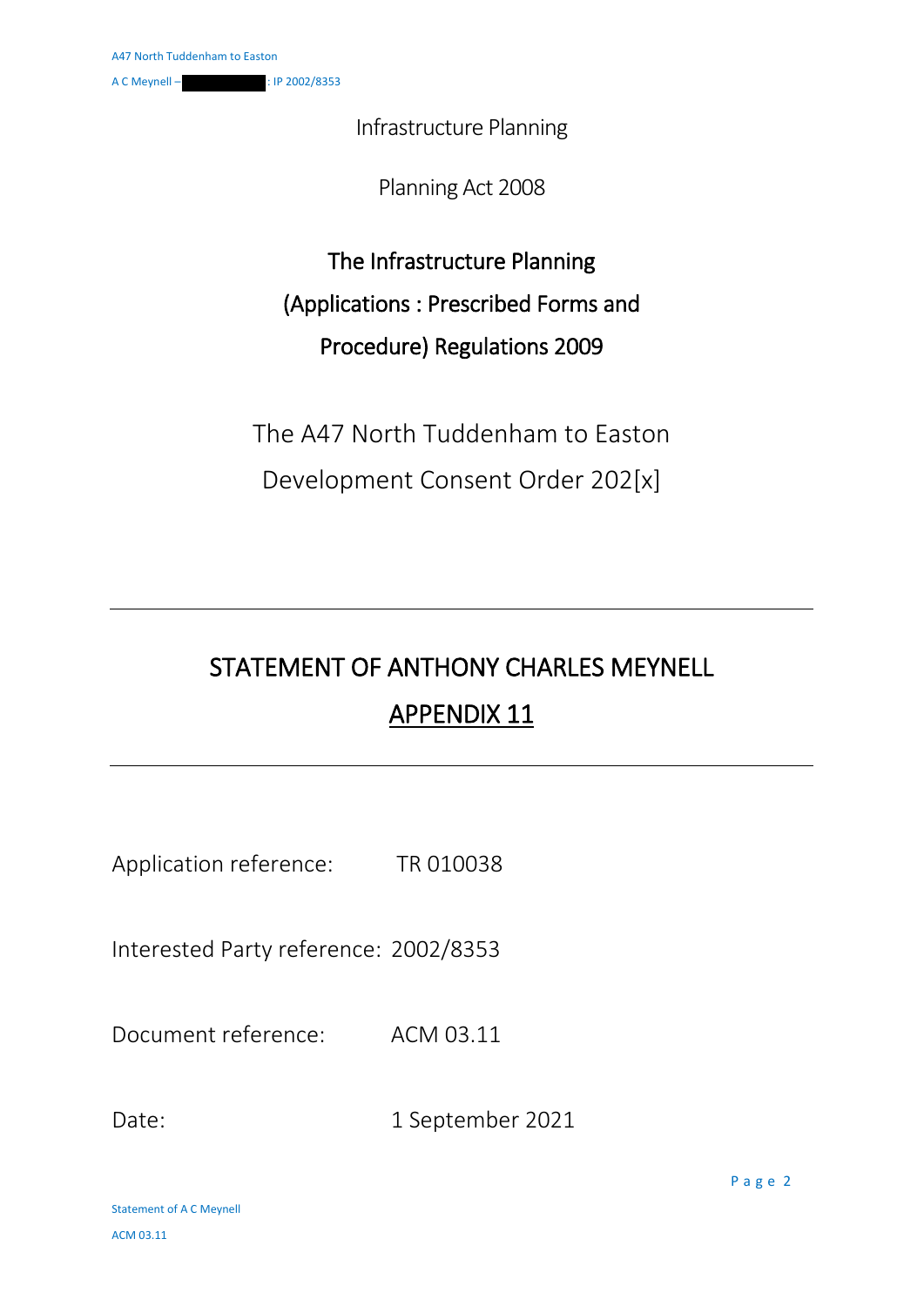Infrastructure Planning

Planning Act 2008

## The Infrastructure Planning (Applications : Prescribed Forms and Procedure) Regulations 2009

The A47 North Tuddenham to Easton Development Consent Order 202[x]

---

# STATEMENT OF ANTHONY CHARLES MEYNELL

## APPENDIX 11

---

Application reference: TR 010038

Interested Party reference: 2002/8353

Document reference: ACM 03.11

Date: 1 September 2021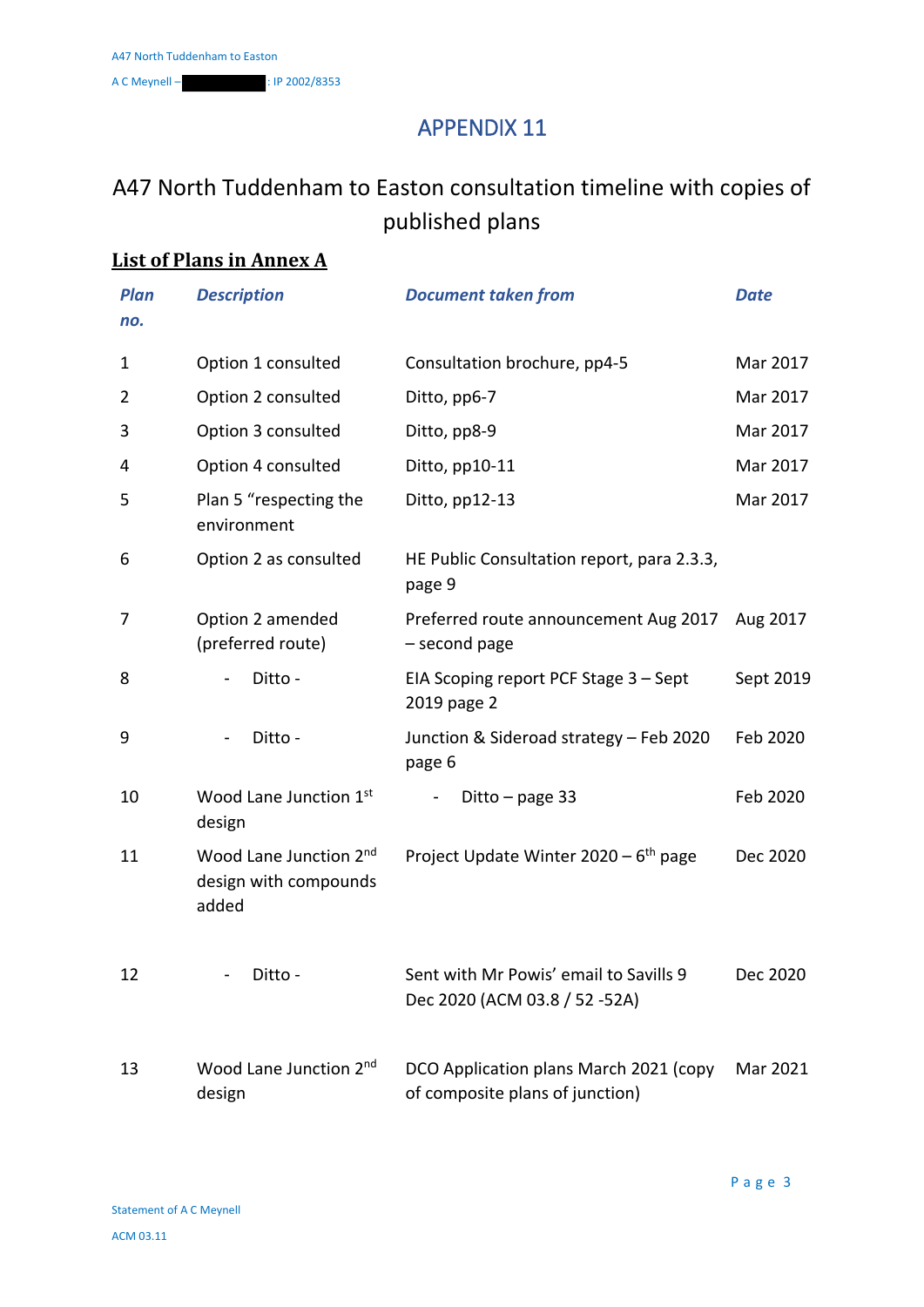# APPENDIX 11

## A47 North Tuddenham to Easton consultation timeline with copies of published plans

### List of Plans in Annex A

| Plan no. | Description | Document taken from | Date |
|---|---|---|---|
| 1 | Option 1 consulted | Consultation brochure, pp4-5 | Mar 2017 |
| 2 | Option 2 consulted | Ditto, pp6-7 | Mar 2017 |
| 3 | Option 3 consulted | Ditto, pp8-9 | Mar 2017 |
| 4 | Option 4 consulted | Ditto, pp10-11 | Mar 2017 |
| 5 | Plan 5 "respecting the environment | Ditto, pp12-13 | Mar 2017 |
| 6 | Option 2 as consulted | HE Public Consultation report, para 2.3.3, page 9 | |
| 7 | Option 2 amended (preferred route) | Preferred route announcement Aug 2017 – second page | Aug 2017 |
| 8 | - Ditto - | EIA Scoping report PCF Stage 3 – Sept 2019 page 2 | Sept 2019 |
| 9 | - Ditto - | Junction & Sideroad strategy – Feb 2020 page 6 | Feb 2020 |
| 10 | Wood Lane Junction 1st design | - Ditto – page 33 | Feb 2020 |
| 11 | Wood Lane Junction 2nd design with compounds added | Project Update Winter 2020 – 6th page | Dec 2020 |
| 12 | - Ditto - | Sent with Mr Powis' email to Savills 9 Dec 2020 (ACM 03.8 / 52 -52A) | Dec 2020 |
| 13 | Wood Lane Junction 2nd design | DCO Application plans March 2021 (copy of composite plans of junction) | Mar 2021 |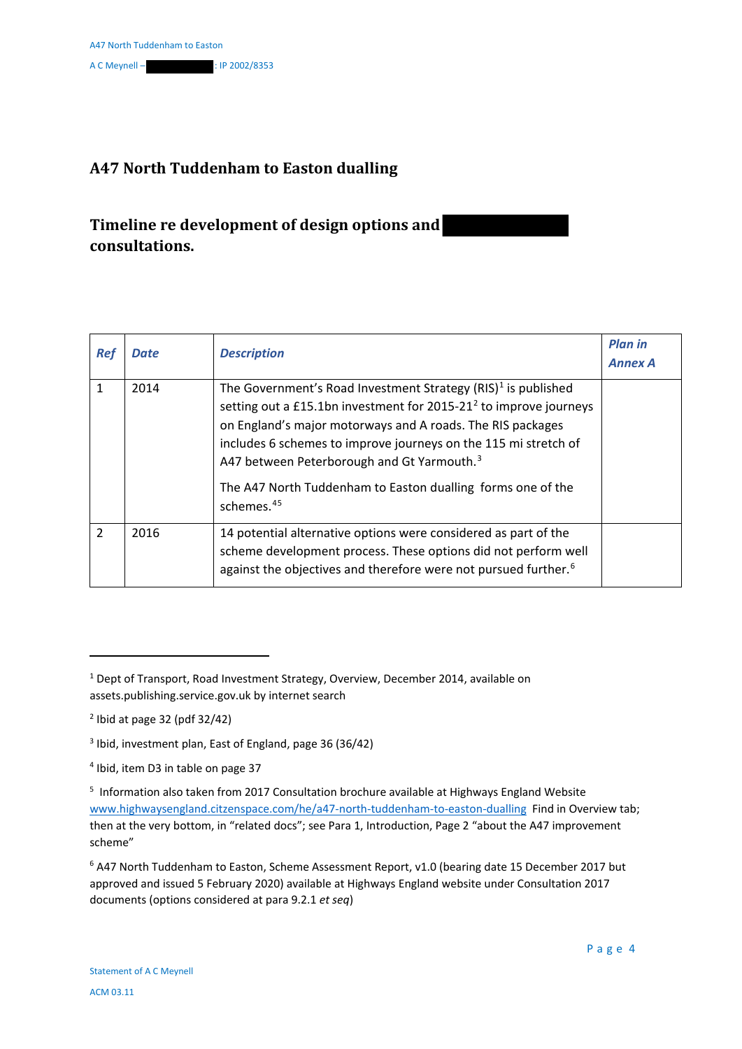## A47 North Tuddenham to Easton dualling

## Timeline re development of design options and consultations.

| *Ref* | *Date* | *Description* | *Plan in Annex A* |
|---|---|---|---|
| 1 | 2014 | The Government's Road Investment Strategy (RIS)[1] is published setting out a £15.1bn investment for 2015-21[2] to improve journeys on England's major motorways and A roads. The RIS packages includes 6 schemes to improve journeys on the 115 mi stretch of A47 between Peterborough and Gt Yarmouth.[3] The A47 North Tuddenham to Easton dualling forms one of the schemes.[4][5] | |
| 2 | 2016 | 14 potential alternative options were considered as part of the scheme development process. These options did not perform well against the objectives and therefore were not pursued further.[6] | |

[1] Dept of Transport, Road Investment Strategy, Overview, December 2014, available on assets.publishing.service.gov.uk by internet search

[2] Ibid at page 32 (pdf 32/42)

[3] Ibid, investment plan, East of England, page 36 (36/42)

[4] Ibid, item D3 in table on page 37

[5] Information also taken from 2017 Consultation brochure available at Highways England Website www.highwaysengland.citizenspace.com/he/a47-north-tuddenham-to-easton-dualling Find in Overview tab; then at the very bottom, in "related docs"; see Para 1, Introduction, Page 2 "about the A47 improvement scheme"

[6] A47 North Tuddenham to Easton, Scheme Assessment Report, v1.0 (bearing date 15 December 2017 but approved and issued 5 February 2020) available at Highways England website under Consultation 2017 documents (options considered at para 9.2.1 *et seq*)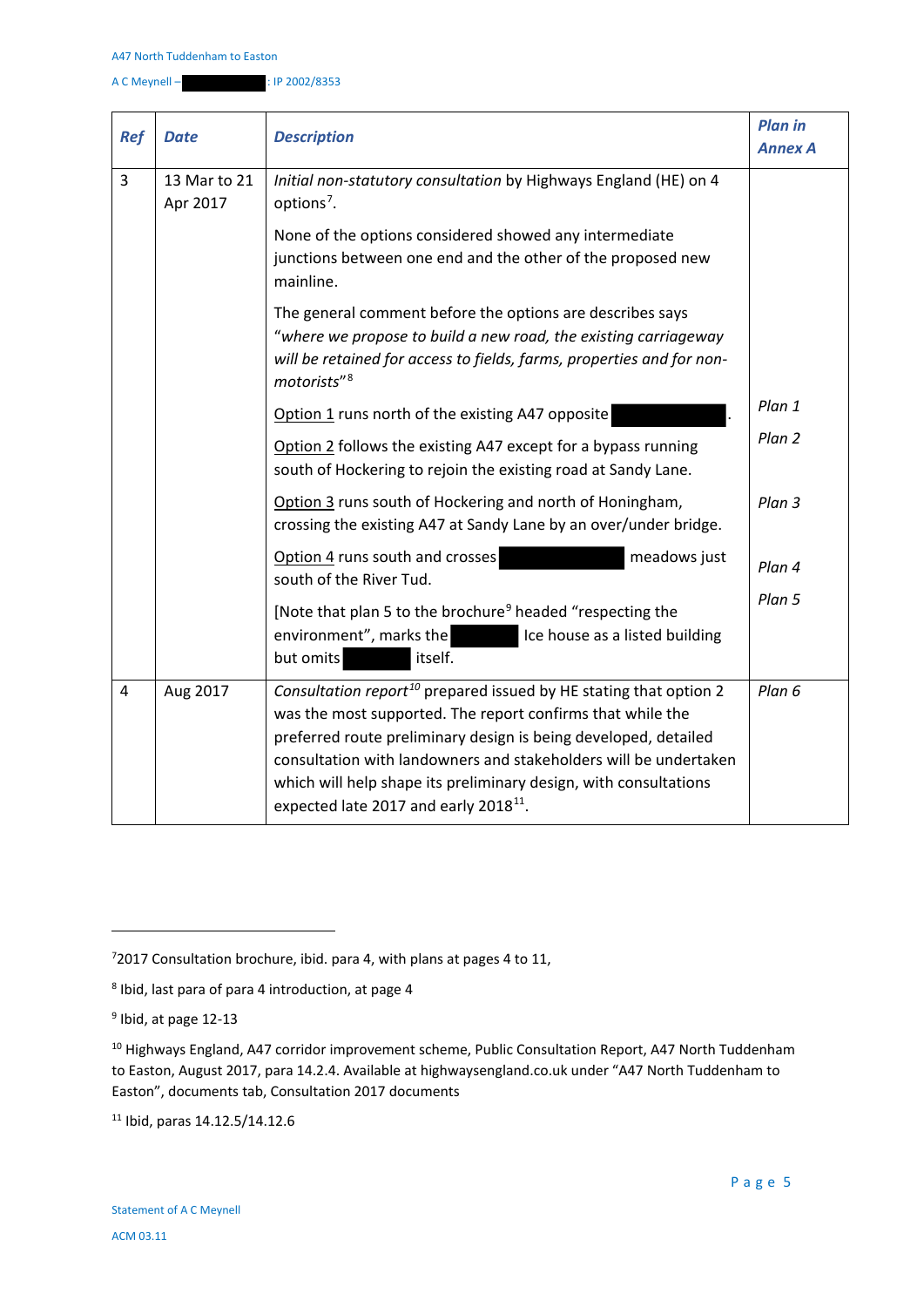| Ref | Date | Description | Plan in Annex A |
|---|---|---|---|
| 3 | 13 Mar to 21 Apr 2017 | *Initial non-statutory consultation* by Highways England (HE) on 4 options[7]. None of the options considered showed any intermediate junctions between one end and the other of the proposed new mainline. The general comment before the options are describes says *"where we propose to build a new road, the existing carriageway will be retained for access to fields, farms, properties and for non-motorists"*[8] | |
| | | Option 1 runs north of the existing A47 opposite ██████. | *Plan 1* |
| | | Option 2 follows the existing A47 except for a bypass running south of Hockering to rejoin the existing road at Sandy Lane. | *Plan 2* |
| | | Option 3 runs south of Hockering and north of Honingham, crossing the existing A47 at Sandy Lane by an over/under bridge. | *Plan 3* |
| | | Option 4 runs south and crosses ██████ meadows just south of the River Tud. | *Plan 4* |
| | | [Note that plan 5 to the brochure[9] headed "respecting the environment", marks the ██████ Ice house as a listed building but omits ██████ itself. | *Plan 5* |
| 4 | Aug 2017 | *Consultation report*[10] prepared issued by HE stating that option 2 was the most supported. The report confirms that while the preferred route preliminary design is being developed, detailed consultation with landowners and stakeholders will be undertaken which will help shape its preliminary design, with consultations expected late 2017 and early 2018[11]. | *Plan 6* |

---

[7] 2017 Consultation brochure, ibid. para 4, with plans at pages 4 to 11,

[8] Ibid, last para of para 4 introduction, at page 4

[9] Ibid, at page 12-13

[10] Highways England, A47 corridor improvement scheme, Public Consultation Report, A47 North Tuddenham to Easton, August 2017, para 14.2.4. Available at highwaysengland.co.uk under "A47 North Tuddenham to Easton", documents tab, Consultation 2017 documents

[11] Ibid, paras 14.12.5/14.12.6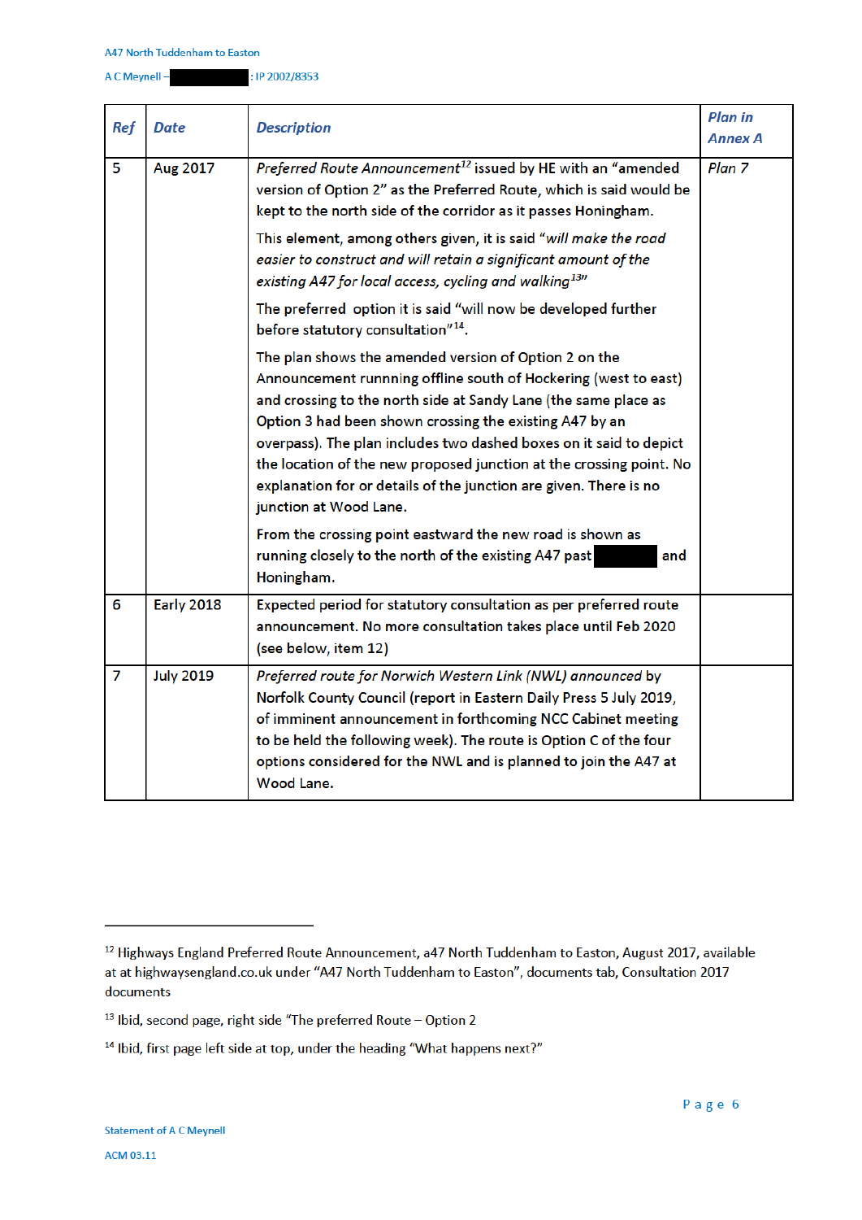| Ref | Date | Description | Plan in Annex A |
|---|---|---|---|
| 5 | Aug 2017 | *Preferred Route Announcement*[12] issued by HE with an "amended version of Option 2" as the Preferred Route, which is said would be kept to the north side of the corridor as it passes Honingham.<br><br>This element, among others given, it is said "*will make the road easier to construct and will retain a significant amount of the existing A47 for local access, cycling and walking*[13]"<br><br>The preferred option it is said "will now be developed further before statutory consultation"[14].<br><br>The plan shows the amended version of Option 2 on the Announcement runnning offline south of Hockering (west to east) and crossing to the north side at Sandy Lane (the same place as Option 3 had been shown crossing the existing A47 by an overpass). The plan includes two dashed boxes on it said to depict the location of the new proposed junction at the crossing point. No explanation for or details of the junction are given. There is no junction at Wood Lane.<br><br>From the crossing point eastward the new road is shown as running closely to the north of the existing A47 past [redacted] and Honingham. | *Plan 7* |
| 6 | Early 2018 | Expected period for statutory consultation as per preferred route announcement. No more consultation takes place until Feb 2020 (see below, item 12) | |
| 7 | July 2019 | *Preferred route for Norwich Western Link (NWL) announced* by Norfolk County Council (report in Eastern Daily Press 5 July 2019, of imminent announcement in forthcoming NCC Cabinet meeting to be held the following week). The route is Option C of the four options considered for the NWL and is planned to join the A47 at Wood Lane. | |

---

[12] Highways England Preferred Route Announcement, a47 North Tuddenham to Easton, August 2017, available at at highwaysengland.co.uk under "A47 North Tuddenham to Easton", documents tab, Consultation 2017 documents

[13] Ibid, second page, right side "The preferred Route – Option 2

[14] Ibid, first page left side at top, under the heading "What happens next?"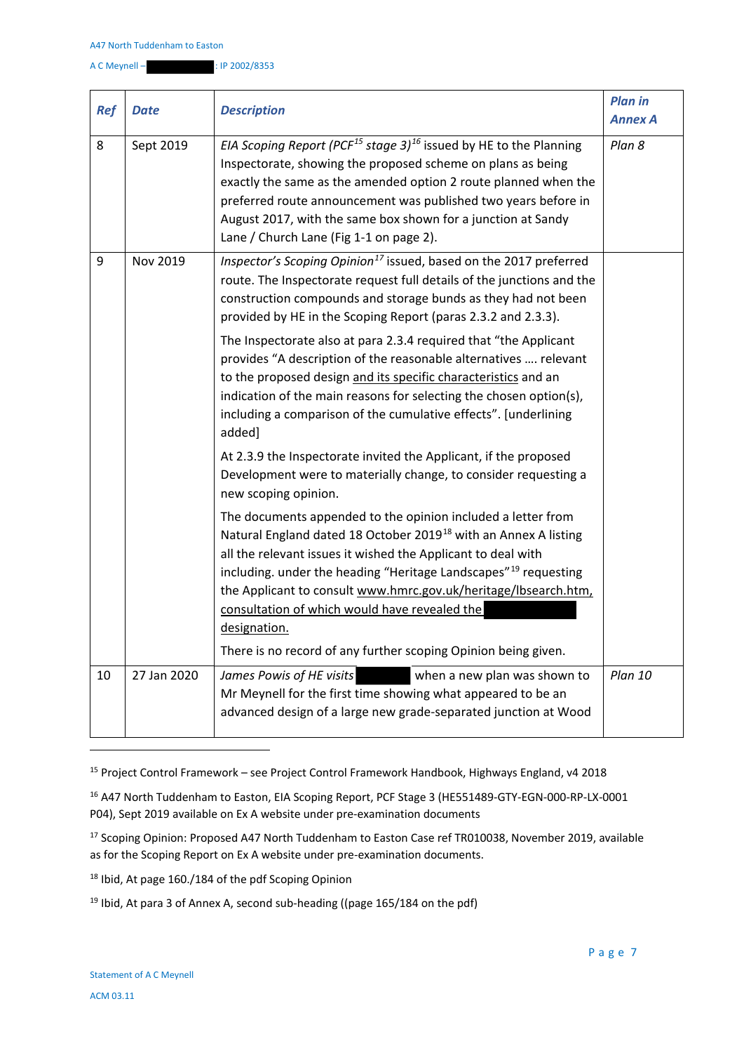| *Ref* | *Date* | *Description* | *Plan in Annex A* |
|---|---|---|---|
| 8 | Sept 2019 | *EIA Scoping Report (PCF[15] stage 3)[16]* issued by HE to the Planning Inspectorate, showing the proposed scheme on plans as being exactly the same as the amended option 2 route planned when the preferred route announcement was published two years before in August 2017, with the same box shown for a junction at Sandy Lane / Church Lane (Fig 1-1 on page 2). | *Plan 8* |
| 9 | Nov 2019 | *Inspector's Scoping Opinion[17]* issued, based on the 2017 preferred route. The Inspectorate request full details of the junctions and the construction compounds and storage bunds as they had not been provided by HE in the Scoping Report (paras 2.3.2 and 2.3.3).<br><br>The Inspectorate also at para 2.3.4 required that "the Applicant provides "A description of the reasonable alternatives …. relevant to the proposed design <u>and its specific characteristics</u> and an indication of the main reasons for selecting the chosen option(s), including a comparison of the cumulative effects". [underlining added]<br><br>At 2.3.9 the Inspectorate invited the Applicant, if the proposed Development were to materially change, to consider requesting a new scoping opinion.<br><br>The documents appended to the opinion included a letter from Natural England dated 18 October 2019[18] with an Annex A listing all the relevant issues it wished the Applicant to deal with including. under the heading "Heritage Landscapes"[19] requesting the Applicant to consult <u>www.hmrc.gov.uk/heritage/lbsearch.htm, consultation of which would have revealed the [REDACTED] designation.</u><br><br>There is no record of any further scoping Opinion being given. | |
| 10 | 27 Jan 2020 | *James Powis of HE visits* [REDACTED] when a new plan was shown to Mr Meynell for the first time showing what appeared to be an advanced design of a large new grade-separated junction at Wood | *Plan 10* |

[15] Project Control Framework – see Project Control Framework Handbook, Highways England, v4 2018

[16] A47 North Tuddenham to Easton, EIA Scoping Report, PCF Stage 3 (HE551489-GTY-EGN-000-RP-LX-0001 P04), Sept 2019 available on Ex A website under pre-examination documents

[17] Scoping Opinion: Proposed A47 North Tuddenham to Easton Case ref TR010038, November 2019, available as for the Scoping Report on Ex A website under pre-examination documents.

[18] Ibid, At page 160./184 of the pdf Scoping Opinion

[19] Ibid, At para 3 of Annex A, second sub-heading ((page 165/184 on the pdf)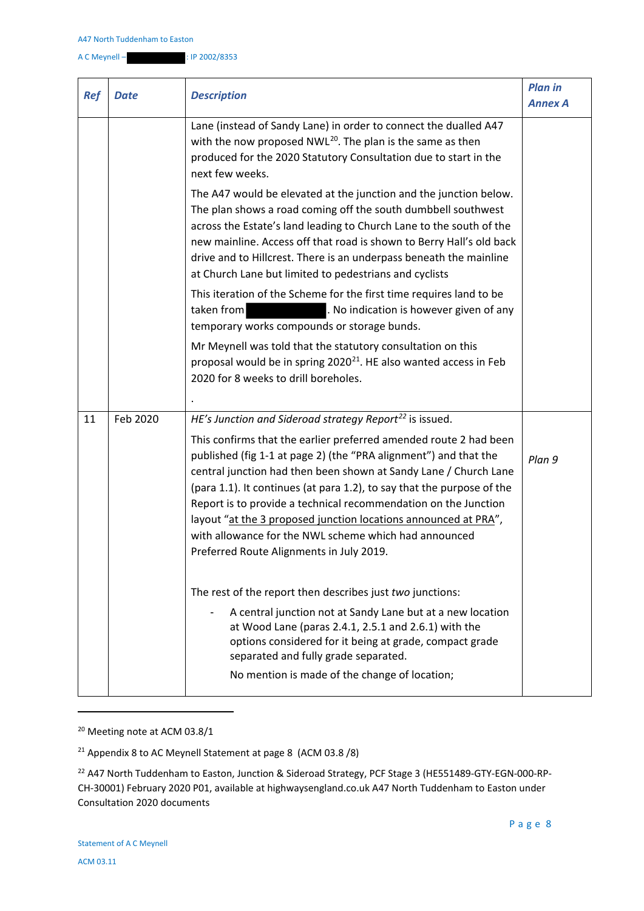| *Ref* | *Date* | *Description* | *Plan in Annex A* |
|---|---|---|---|
| | | Lane (instead of Sandy Lane) in order to connect the dualled A47 with the now proposed NWL[20]. The plan is the same as then produced for the 2020 Statutory Consultation due to start in the next few weeks.<br><br>The A47 would be elevated at the junction and the junction below. The plan shows a road coming off the south dumbbell southwest across the Estate's land leading to Church Lane to the south of the new mainline. Access off that road is shown to Berry Hall's old back drive and to Hillcrest. There is an underpass beneath the mainline at Church Lane but limited to pedestrians and cyclists<br><br>This iteration of the Scheme for the first time requires land to be taken from ██████. No indication is however given of any temporary works compounds or storage bunds.<br><br>Mr Meynell was told that the statutory consultation on this proposal would be in spring 2020[21]. HE also wanted access in Feb 2020 for 8 weeks to drill boreholes.<br><br>. | |
| 11 | Feb 2020 | *HE's Junction and Sideroad strategy Report*[22] is issued.<br><br>This confirms that the earlier preferred amended route 2 had been published (fig 1-1 at page 2) (the "PRA alignment") and that the central junction had then been shown at Sandy Lane / Church Lane (para 1.1). It continues (at para 1.2), to say that the purpose of the Report is to provide a technical recommendation on the Junction layout "at the 3 proposed junction locations announced at PRA", with allowance for the NWL scheme which had announced Preferred Route Alignments in July 2019.<br><br>The rest of the report then describes just *two* junctions:<br><br>- A central junction not at Sandy Lane but at a new location at Wood Lane (paras 2.4.1, 2.5.1 and 2.6.1) with the options considered for it being at grade, compact grade separated and fully grade separated.<br><br>No mention is made of the change of location; | *Plan 9* |

[20] Meeting note at ACM 03.8/1

[21] Appendix 8 to AC Meynell Statement at page 8 (ACM 03.8 /8)

[22] A47 North Tuddenham to Easton, Junction & Sideroad Strategy, PCF Stage 3 (HE551489-GTY-EGN-000-RP-CH-30001) February 2020 P01, available at highwaysengland.co.uk A47 North Tuddenham to Easton under Consultation 2020 documents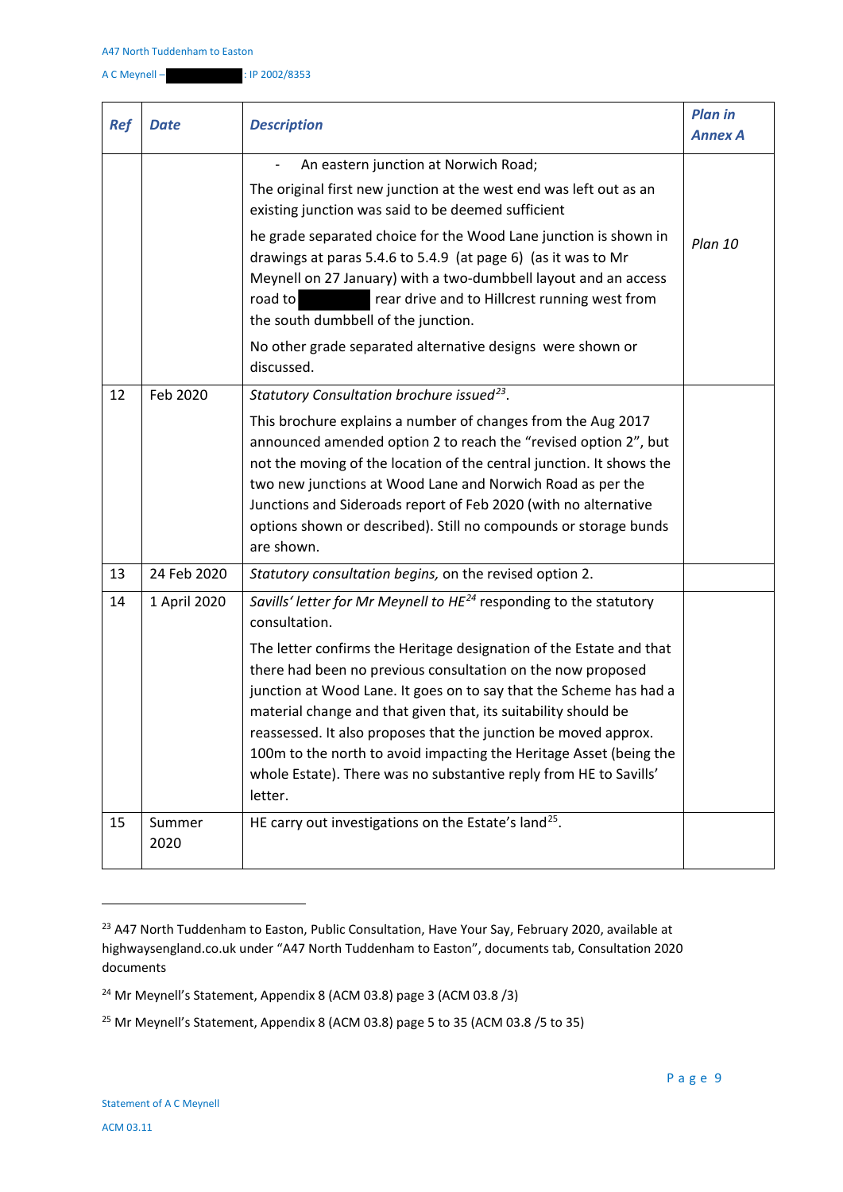| Ref | Date | Description | Plan in Annex A |
|---|---|---|---|
| | | - An eastern junction at Norwich Road;<br><br>The original first new junction at the west end was left out as an existing junction was said to be deemed sufficient<br><br>he grade separated choice for the Wood Lane junction is shown in drawings at paras 5.4.6 to 5.4.9 (at page 6) (as it was to Mr Meynell on 27 January) with a two-dumbbell layout and an access road to [redacted] rear drive and to Hillcrest running west from the south dumbbell of the junction.<br><br>No other grade separated alternative designs were shown or discussed. | *Plan 10* |
| 12 | Feb 2020 | *Statutory Consultation brochure issued*[23].<br><br>This brochure explains a number of changes from the Aug 2017 announced amended option 2 to reach the "revised option 2", but not the moving of the location of the central junction. It shows the two new junctions at Wood Lane and Norwich Road as per the Junctions and Sideroads report of Feb 2020 (with no alternative options shown or described). Still no compounds or storage bunds are shown. | |
| 13 | 24 Feb 2020 | *Statutory consultation begins,* on the revised option 2. | |
| 14 | 1 April 2020 | *Savills' letter for Mr Meynell to HE*[24] responding to the statutory consultation.<br><br>The letter confirms the Heritage designation of the Estate and that there had been no previous consultation on the now proposed junction at Wood Lane. It goes on to say that the Scheme has had a material change and that given that, its suitability should be reassessed. It also proposes that the junction be moved approx. 100m to the north to avoid impacting the Heritage Asset (being the whole Estate). There was no substantive reply from HE to Savills' letter. | |
| 15 | Summer 2020 | HE carry out investigations on the Estate's land[25]. | |

[23] A47 North Tuddenham to Easton, Public Consultation, Have Your Say, February 2020, available at highwaysengland.co.uk under "A47 North Tuddenham to Easton", documents tab, Consultation 2020 documents

[24] Mr Meynell's Statement, Appendix 8 (ACM 03.8) page 3 (ACM 03.8 /3)

[25] Mr Meynell's Statement, Appendix 8 (ACM 03.8) page 5 to 35 (ACM 03.8 /5 to 35)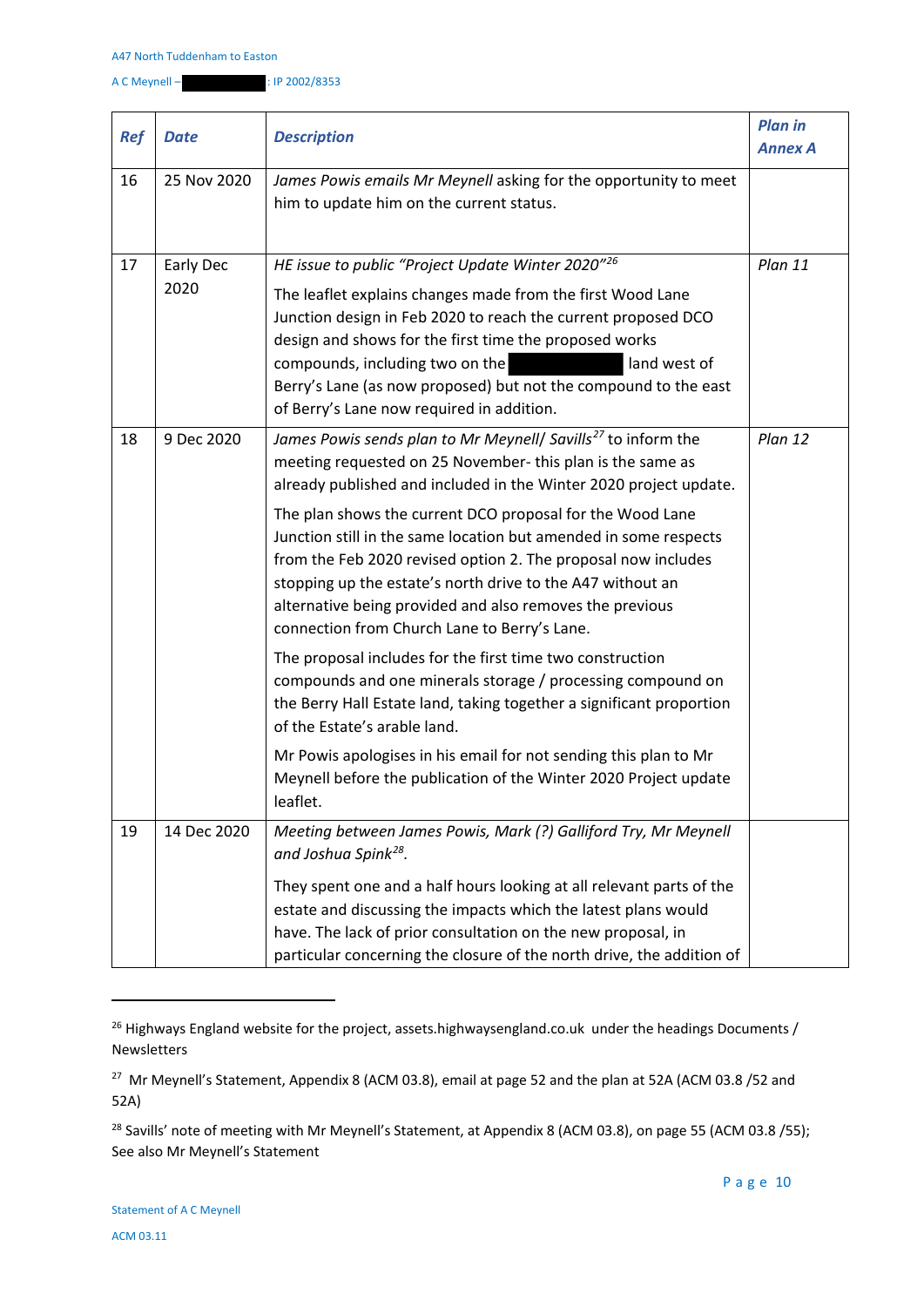| *Ref* | *Date* | *Description* | *Plan in Annex A* |
|---|---|---|---|
| 16 | 25 Nov 2020 | *James Powis emails Mr Meynell* asking for the opportunity to meet him to update him on the current status. | |
| 17 | Early Dec 2020 | *HE issue to public "Project Update Winter 2020"*[26] <br><br> The leaflet explains changes made from the first Wood Lane Junction design in Feb 2020 to reach the current proposed DCO design and shows for the first time the proposed works compounds, including two on the ██████ land west of Berry's Lane (as now proposed) but not the compound to the east of Berry's Lane now required in addition. | *Plan 11* |
| 18 | 9 Dec 2020 | *James Powis sends plan to Mr Meynell/ Savills*[27] to inform the meeting requested on 25 November- this plan is the same as already published and included in the Winter 2020 project update. <br><br> The plan shows the current DCO proposal for the Wood Lane Junction still in the same location but amended in some respects from the Feb 2020 revised option 2. The proposal now includes stopping up the estate's north drive to the A47 without an alternative being provided and also removes the previous connection from Church Lane to Berry's Lane. <br><br> The proposal includes for the first time two construction compounds and one minerals storage / processing compound on the Berry Hall Estate land, taking together a significant proportion of the Estate's arable land. <br><br> Mr Powis apologises in his email for not sending this plan to Mr Meynell before the publication of the Winter 2020 Project update leaflet. | *Plan 12* |
| 19 | 14 Dec 2020 | *Meeting between James Powis, Mark (?) Galliford Try, Mr Meynell and Joshua Spink*[28]*.* <br><br> They spent one and a half hours looking at all relevant parts of the estate and discussing the impacts which the latest plans would have. The lack of prior consultation on the new proposal, in particular concerning the closure of the north drive, the addition of | |

[26] Highways England website for the project, assets.highwaysengland.co.uk under the headings Documents / Newsletters

[27] Mr Meynell's Statement, Appendix 8 (ACM 03.8), email at page 52 and the plan at 52A (ACM 03.8 /52 and 52A)

[28] Savills' note of meeting with Mr Meynell's Statement, at Appendix 8 (ACM 03.8), on page 55 (ACM 03.8 /55); See also Mr Meynell's Statement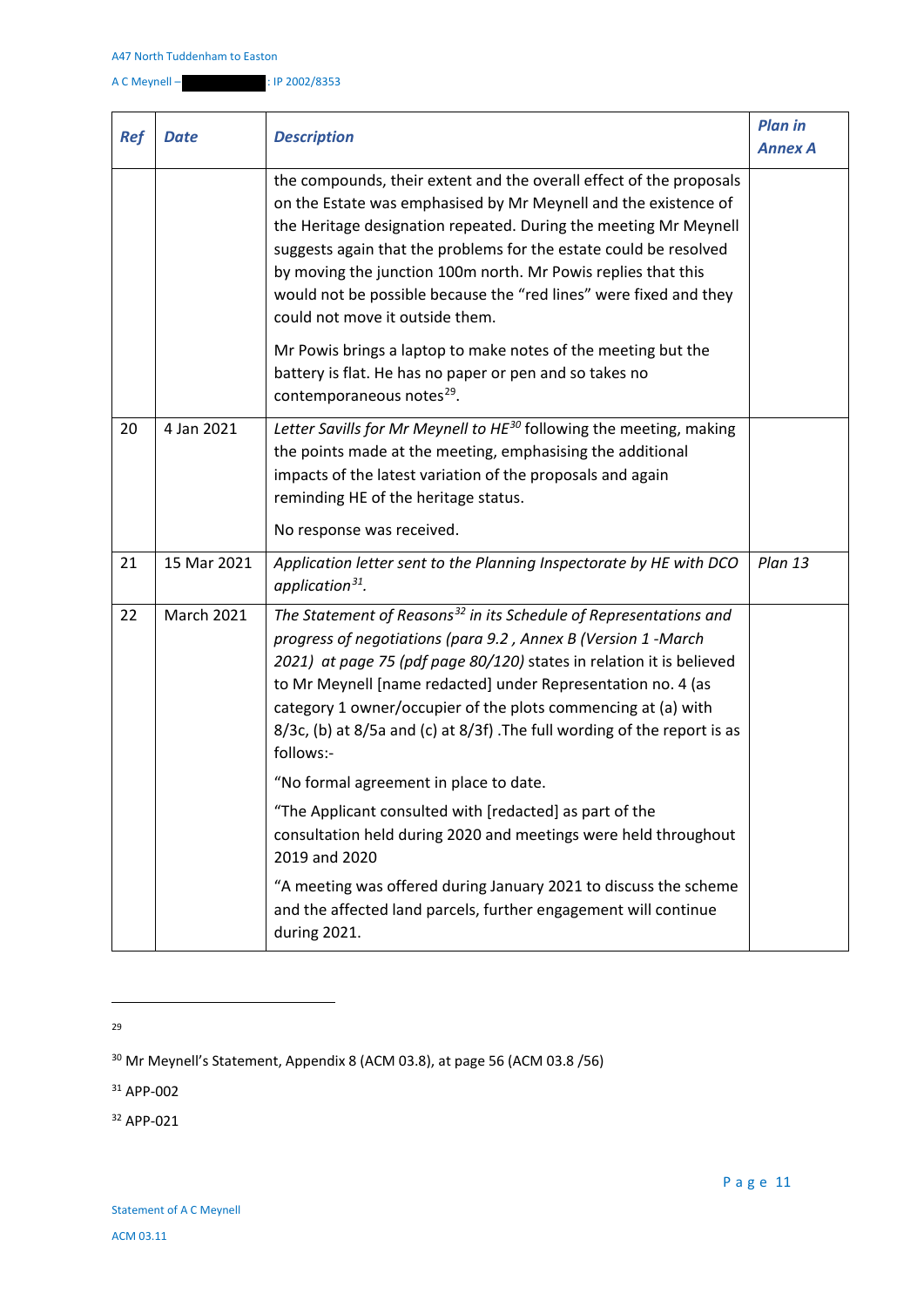| *Ref* | *Date* | *Description* | *Plan in Annex A* |
|---|---|---|---|
| | | the compounds, their extent and the overall effect of the proposals on the Estate was emphasised by Mr Meynell and the existence of the Heritage designation repeated. During the meeting Mr Meynell suggests again that the problems for the estate could be resolved by moving the junction 100m north. Mr Powis replies that this would not be possible because the "red lines" were fixed and they could not move it outside them.<br><br>Mr Powis brings a laptop to make notes of the meeting but the battery is flat. He has no paper or pen and so takes no contemporaneous notes[29]. | |
| 20 | 4 Jan 2021 | *Letter Savills for Mr Meynell to HE*[30] following the meeting, making the points made at the meeting, emphasising the additional impacts of the latest variation of the proposals and again reminding HE of the heritage status.<br><br>No response was received. | |
| 21 | 15 Mar 2021 | *Application letter sent to the Planning Inspectorate by HE with DCO application*[31]. | *Plan 13* |
| 22 | March 2021 | *The Statement of Reasons*[32] *in its Schedule of Representations and progress of negotiations (para 9.2 , Annex B (Version 1 -March 2021) at page 75 (pdf page 80/120)* states in relation it is believed to Mr Meynell [name redacted] under Representation no. 4 (as category 1 owner/occupier of the plots commencing at (a) with 8/3c, (b) at 8/5a and (c) at 8/3f) .The full wording of the report is as follows:-<br><br>"No formal agreement in place to date.<br><br>"The Applicant consulted with [redacted] as part of the consultation held during 2020 and meetings were held throughout 2019 and 2020<br><br>"A meeting was offered during January 2021 to discuss the scheme and the affected land parcels, further engagement will continue during 2021. | |

---

[29]

[30] Mr Meynell's Statement, Appendix 8 (ACM 03.8), at page 56 (ACM 03.8 /56)

[31] APP-002

[32] APP-021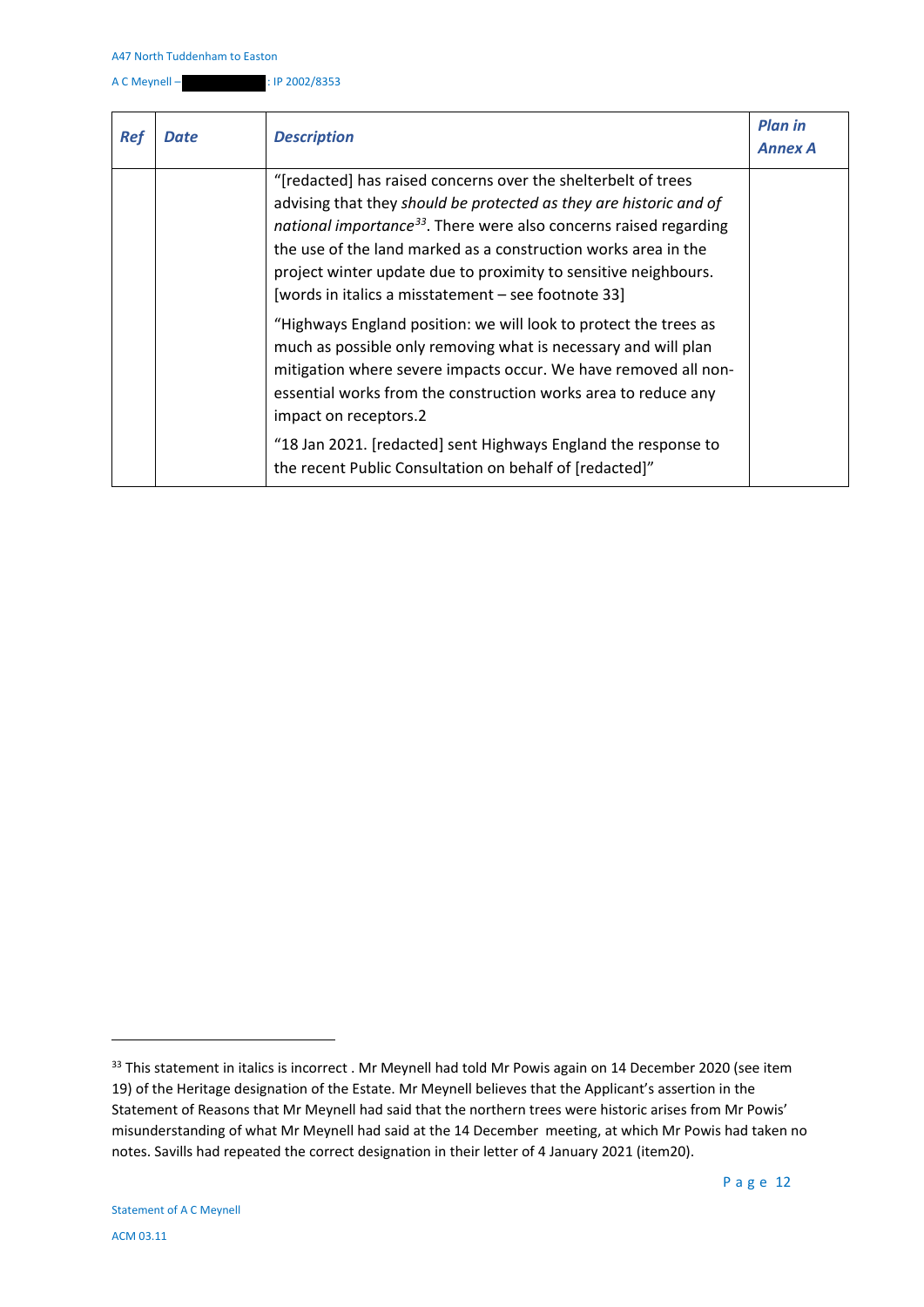| Ref | Date | Description | Plan in Annex A |
|---|---|---|---|
| | | "[redacted] has raised concerns over the shelterbelt of trees advising that they *should be protected as they are historic and of national importance*[33]. There were also concerns raised regarding the use of the land marked as a construction works area in the project winter update due to proximity to sensitive neighbours. [words in italics a misstatement – see footnote 33]<br><br>"Highways England position: we will look to protect the trees as much as possible only removing what is necessary and will plan mitigation where severe impacts occur. We have removed all non-essential works from the construction works area to reduce any impact on receptors.2<br><br>"18 Jan 2021. [redacted] sent Highways England the response to the recent Public Consultation on behalf of [redacted]" | |

[33] This statement in italics is incorrect . Mr Meynell had told Mr Powis again on 14 December 2020 (see item 19) of the Heritage designation of the Estate. Mr Meynell believes that the Applicant's assertion in the Statement of Reasons that Mr Meynell had said that the northern trees were historic arises from Mr Powis' misunderstanding of what Mr Meynell had said at the 14 December meeting, at which Mr Powis had taken no notes. Savills had repeated the correct designation in their letter of 4 January 2021 (item20).